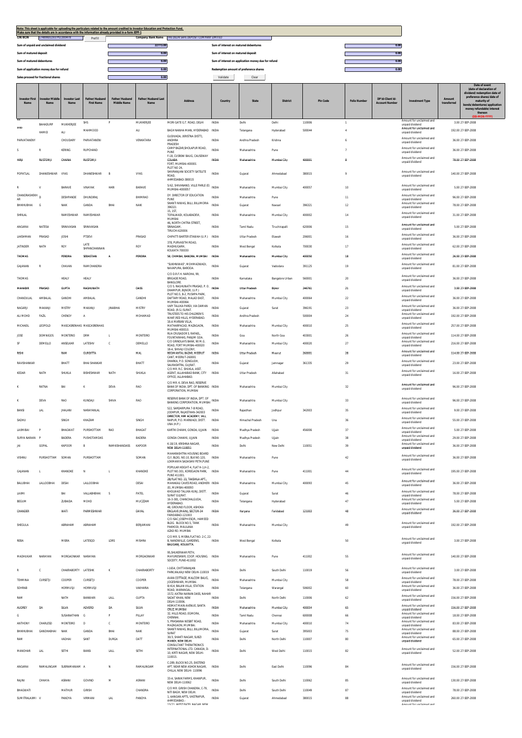**Note: This sheet is applicable for uploading the particulars related to the amount credited to Investor Education and Protection Fund.**
**Make sure that the details are in accordance with the information already provided in e-form IEPF-2**

| CIN/BCIN | L74899DL1937PLC000478 | Prefill | Company/Bank Name | THE DELHI SAFE DEPOSIT COMPANY LIMITED |
|---|---|---|---|---|

| | | | |
|---|---|---|---|
| Sum of unpaid and unclaimed dividend | 22773.00 | Sum of interest on matured debentures | 0.00 |
| Sum of matured deposit | 0.00 | Sum of interest on matured deposit | 0.00 |
| Sum of matured debentures | 0.00 | Sum of interest on application money due for refund | 0.00 |
| Sum of application money due for refund | 0.00 | Redemption amount of preference shares | 0.00 |
| Sales proceed for fractional shares | 0.00 | Validate | Clear |

| Investor First Name | Investor Middle Name | Investor Last Name | Father/Husband First Name | Father/Husband Middle Name | Father/Husband Last Name | Address | Country | State | District | Pin Code | Folio Number | DP Id-Client Id-Account Number | Investment Type | Amount transferred | Date of event (date of declaration of dividend/redemption date of preference shares/date of maturity of bonds/debentures/application money refundable/interest thereon (DD-MON-YYYY) |
|---|---|---|---|---|---|---|---|---|---|---|---|---|---|---|---|
| RK | BAHADURP | MUKHERJEE | SHS | P | MUKHERJEE | MORI GATE G.T. ROAD, DELHI | INDIA | Delhi | Delhi | 110006 | 1 | | Amount for unclaimed and unpaid dividend | 3.00 | 27-SEP-2008 |
| SYED | HAMID | ALI | MAHMOOD | | ALI | BAGH NANHA MIAN, HYDERABAD | INDIA | Telangana | Hyderabad | 500044 | 4 | | Amount for unclaimed and unpaid dividend | 192.00 | 27-SEP-2008 |
| PARVATANENY | | CHOUDARY | PARVATANENI | | VENKATARA | GUDIVADA, (KRISTNA DISTT), ANDHRA PRADESH | INDIA | Andhra Pradesh | Krishna | | 6 | | Amount for unclaimed and unpaid dividend | 36.00 | 27-SEP-2008 |
| S | R | KERING | RUPCHAND | | | CAMP BAZAR,SHOLAPUR ROAD, PUNE | INDIA | Maharashtra | Pune | | 7 | | Amount for unclaimed and unpaid dividend | 36.00 | 27-SEP-2008 |
| HIRJI | RUSTOMJI | CHAINA | RUSTOMJI | | | F-18, CUSROW BAUG, CAUSEWAY COLABA FORT, MUMBAI-400001 | INDIA | Maharashtra | Mumbai City | 400001 | 8 | | Amount for unclaimed and unpaid dividend | 78.00 | 27-SEP-2008 |
| POPATLAL | DHANESHWAR | VYAS | DHANESHWAR | B | VYAS | PLOT NO 24, SHIVRANJANI SOCIETY SATELITE ROAD, AHMEDABAD-380015 | INDIA | Gujarat | Ahmedabad | 380015 | 9 | | Amount for unclaimed and unpaid dividend | 140.00 | 27-SEP-2008 |
| R | V | BARAVE | VINAYAK | HARI | BARAVE | 5/62, SHIVANAND, VILLE PARLE (E) MUMBAI-4000057 | INDIA | Maharashtra | Mumbai City | 400057 | 10 | | Amount for unclaimed and unpaid dividend | 5.00 | 27-SEP-2008 |
| CHANDRASHEKHAR | D | DESHPANDE | DHUNDIRAJ | | BHIMRAO | DY. DIRECTOR OF EDUCATION PUNE | INDIA | Maharashtra | Pune | | 11 | | Amount for unclaimed and unpaid dividend | 96.00 | 27-SEP-2008 |
| BHIKHUBHAI | G | NAIK | GANDA | BHAI | NAIK | SHANTI NIWAS, BILLI, BILLIMORIA 396321 | INDIA | Gujarat | Navsari | 396321 | 12 | | Amount for unclaimed and unpaid dividend | 78.00 | 27-SEP-2008 |
| SHRILAL | | RAMESHWAR | RAMESHWAR | | | 15, 1ST, TOPALWADI, KOLABADEVI, MUMBAI | INDIA | Maharashtra | Mumbai City | 400002 | 14 | | Amount for unclaimed and unpaid dividend | 31.00 | 27-SEP-2008 |
| ANGARAI | NATESA | SRINIVASAN | SRINIVASAN | | | 46, NORTH CHITRA STREET, SRINAGAM, TIRUCHI-620006 | INDIA | Tamil Nadu | Tiruchirapalli | 620006 | 15 | | Amount for unclaimed and unpaid dividend | 5.00 | 27-SEP-2008 |
| LAKSHMAN | PRASAD | JOSHI | PTDEVI | | PRASAD | CHIPATTI BARTER ETAWAH (U.P.) | INDIA | Uttar Pradesh | Etawah | 206001 | 16 | | Amount for unclaimed and unpaid dividend | 36.00 | 27-SEP-2008 |
| JATINDER | NATH | ROY | LATE SHPANCHANNAN | | ROY | 378, PURVASITHI ROAD, MADHUGARH, KOLKATA 700030 | INDIA | West Bengal | Kolkata | 700030 | 17 | | Amount for unclaimed and unpaid dividend | 62.00 | 27-SEP-2008 |
| THOMAS | | PEREIRA | SEBASTIAN | A | PEREIRA | 58, CHIMBAI, BANDRA, MUMBAI | INDIA | Maharashtra | Mumbai City | 400050 | 18 | | Amount for unclaimed and unpaid dividend | 26.00 | 27-SEP-2008 |
| GAJANAN | R | CHAVAN | RAMCHANDRA | | | "SUKHNIWAS", MOHMADWADI, NAVAPURA, BARODA. | INDIA | Gujarat | Vadodara | 391125 | 19 | | Amount for unclaimed and unpaid dividend | 81.00 | 27-SEP-2008 |
| THOMAS | | HEALY | HEALY | | | C/O D.R.F.H. NAROHA, 99, BRIGADE ROAD, BANGLORE. | INDIA | Karnataka | Bangalore Urban | 560001 | 20 | | Amount for unclaimed and unpaid dividend | 36.00 | 27-SEP-2008 |
| MAHABIR | PRASAD | GUPTA | RAGHUNATH | | DASS | C/O S. RAGHUNATH PRASAD, P. O. DHAMPUR, BIJNOR, (U.P.) | INDIA | Uttar Pradesh | Bijnor | 246761 | 21 | | Amount for unclaimed and unpaid dividend | 3.00 | 27-SEP-2008 |
| CHANDULAL | AMBALAL | GANDHI | AMBALAL | | GANDHI | PLOT NO.5, B-2, PUSHPA PARK, DAFTARY ROAD, MALAD EAST, MUMBAI-400064. | INDIA | Maharashtra | Mumbai City | 400064 | 22 | | Amount for unclaimed and unpaid dividend | 36.00 | 27-SEP-2008 |
| NAGARJI | MAKANJI | MISTRY | MAKANJI | JINABHAI | MISTRY | VAPI TALUKA PARDI, VIA DAMAN ROAD, (R.S.) SURAT. | INDIA | Gujarat | Surat | 396191 | 23 | | Amount for unclaimed and unpaid dividend | 36.00 | 27-SEP-2008 |
| ALI MOHD | FAZIL | CHENOY | A | | MOHAMAD | TRUSTEES TO HIS CHILDREN'S WAKF,RED HILLS, HYDERABAD. | INDIA | Andhra Pradesh | | 500004 | 24 | | Amount for unclaimed and unpaid dividend | 192.00 | 27-SEP-2008 |
| MICHAEL | LEOPOLD | MASCASRENHAS | MASCASRENHAS | | | 16-A MARIAN VILLA, MATHARPACAD, MAZAGAON, MUMBAI 400010. | INDIA | Maharashtra | Mumbai City | 400010 | 25 | | Amount for unclaimed and unpaid dividend | 257.00 | 27-SEP-2008 |
| JOSE | DOMINGOS | MONTERIO | DRM | L | MONTEIRO | RUA CRUSADOR S. RAFAEL, FOUNTAINHAS, PANJIM GOA. | INDIA | Goa | North Goa | 403001 | 26 | | Amount for unclaimed and unpaid dividend | 114.00 | 27-SEP-2008 |
| SF | DEMELLO | ANSELKAR | LATESHV | C | DEMELLO | C/O GRINDLAYS BANK, 90 M.G. ROAD, FORT MUMBAI-400020 | INDIA | Maharashtra | Mumbai City | 400020 | 27 | | Amount for unclaimed and unpaid dividend | 216.00 | 27-SEP-2008 |
| RISHI | | RAM | GURDITTA | | MAL | 18-A, SHIVAJI COLONY, REGIMANTAL BAZAR, MEERUT CANT. MEERUT-260001 | INDIA | Uttar Pradesh | Meerut | 260001 | 28 | | Amount for unclaimed and unpaid dividend | 114.00 | 27-SEP-2008 |
| RAVISHANKAR | | BHATT | BHAISHANKAR | | BHATT | DHARKA, P.O. SONGUDH, SAURASHTRA, GUJRAT. | INDIA | Gujarat | Jamnagar | 361335 | 29 | | Amount for unclaimed and unpaid dividend | 23.00 | 27-SEP-2008 |
| KEDAR | NATH | SHUKLA | BISHESHWAR | NATH | SHUKLA | C/O MR. R.C. SHUKLA, ASST. AGENT, ALLAHABAD BANK, CITY OFFICE, ALLAHABAD. | INDIA | Uttar Pradesh | Allahabad | | 31 | | Amount for unclaimed and unpaid dividend | 16.00 | 27-SEP-2008 |
| K | RATNA | BAI | K | DEVA | RAO | C/O MR. K. DEVA RAO, RESERVE BANK OF INDIA, DPT. OF BANKING CORPORATION, MUMBAI | INDIA | Maharashtra | Mumbai City | | 32 | | Amount for unclaimed and unpaid dividend | 96.00 | 27-SEP-2008 |
| K | DEVA | RAO | KUNDAJI | SHIVA | RAO | RESERVE BANK OF INDIA, DPT. OF BANKING CORPORATION, MUMBAI | INDIA | Maharashtra | Mumbai City | | 33 | | Amount for unclaimed and unpaid dividend | 96.00 | 27-SEP-2008 |
| BANSI | LAL | JHALANI | NARAYANLAL | | | 522, SARDARPURA 7-B ROAD, JODHPUR, RAJASTHAN-342003 | INDIA | Rajasthan | Jodhpur | 342003 | 35 | | Amount for unclaimed and unpaid dividend | 9.00 | 27-SEP-2008 |
| SADHU | | SINGH | KHAZAM | | SINGH | DIRECTOR, HIM ACADEMY, VILL. RAIPUR, P.O. MARWADI, DISTT. UNA (H.P.) | INDIA | Himachal Pradesh | Una | | 36 | | Amount for unclaimed and unpaid dividend | 55.00 | 27-SEP-2008 |
| LAXMIBAI | P | BHAGWAT | PURSHOTTAM | RAO | BHAGAT | KARTIK CHAWK, GONDA, UJJAIN | INDIA | Madhya Pradesh | Ujjain | 456006 | 37 | | Amount for unclaimed and unpaid dividend | 5.00 | 27-SEP-2008 |
| SURYA NARAIN | P | BADERA | PUSHOTAMDAS | | BADERA | GONDA CHAWKI, UJJAIN | INDIA | Madhya Pradesh | Ujjain | | 38 | | Amount for unclaimed and unpaid dividend | 29.00 | 27-SEP-2008 |
| JAI | GOPAL | KAPOOR | B | RAMKISHANDASS | KAPOOR | K-18/19, KRISHNA NAGAR, NEW DELHI-110051 | INDIA | Delhi | New Delhi | 110051 | 39 | | Amount for unclaimed and unpaid dividend | 36.00 | 27-SEP-2008 |
| VISHNU | PURSHOTTAM | SOMAN | PURSHOTTAM | | SOMAN | MAHARASHTRA HOUSING BOARD CLY, BLDG. NO.10, BLK NO.120, LOKMANYA SADASHIV PETH,PUNE | INDIA | Maharashtra | Pune | | 42 | | Amount for unclaimed and unpaid dividend | 36.00 | 27-SEP-2008 |
| GAJANAN | L | KHANDKE | N | L | KHANDKE | POPULAR HEIGHT-4, FLAT H-1,H-2, PLOT NO.301, KOREGAON PARK, PUNE 411001. | INDIA | Maharashtra | Pune | 411001 | 44 | | Amount for unclaimed and unpaid dividend | 195.00 | 27-SEP-2008 |
| BALUBHAI | LALLOOBHAI | DESAI | LALLOOBHAI | | DESAI | 2B/FLAT NO. 23, TAKSHILA APT., MAHAKALI CAVES ROAD, ANDHERI (E), MUMBAI-400093 | INDIA | Maharashtra | Mumbai City | 400093 | 45 | | Amount for unclaimed and unpaid dividend | 36.00 | 27-SEP-2008 |
| LAXMI | | BAI | VALLABHBHAI | S | PATEL | KHOLWAD TALUKA KUNJ, DISTT. SURAT GUJRAT. | INDIA | Gujarat | Surat | | 46 | | Amount for unclaimed and unpaid dividend | 78.00 | 27-SEP-2008 |
| BEGUM | | ZUBAIDA | MOHD | | MUCZZAM | 16-3-381, CHANCHALGUDA, HYDERABAD. | INDIA | Telangana | Hyderabad | | 47 | | Amount for unclaimed and unpaid dividend | 5.00 | 27-SEP-2008 |
| CHANDER | | WATI | PARMESHWAR | | DAYAL | 48, GROUND FLOOR, ASHOKA ENCLAVE (MAIN), SECTOR-34 FARIDABAD-121003 | INDIA | Haryana | Faridabad | 121003 | 48 | | Amount for unclaimed and unpaid dividend | 36.00 | 27-SEP-2008 |
| SHEGULA | | ABRAHAM | ABRAHAM | | BENJAMANI | C/O ISAC JOSEPH ESQR., HAMEED BLDG. BLOCK NO.5, TANK PAKHODI, MAULANA AZAD RD. MUMBAI | INDIA | Maharashtra | Mumbai City | | 49 | | Amount for unclaimed and unpaid dividend | 192.00 | 27-SEP-2008 |
| REBA | | MISRA | LATESQD | LORS | MISHRA | C/O MR. S. MISRA FLAT NO. 2-C, 22-B, NANDWILLE, GARDENS, BALIGANJ, KOLKATTA. | INDIA | West Bengal | Kolkata | | 50 | | Amount for unclaimed and unpaid dividend | 3.00 | 27-SEP-2008 |
| MADHUKAR | NARAYAN | MORGAONKAR | NARAYAN | | MORGAONKAR | 95,SHUKERWAR PETH, MAYURESHWR, COOP. HOUSING. SOCEITY, PUNE-411002 | INDIA | Maharashtra | Pune | 411002 | 55 | | Amount for unclaimed and unpaid dividend | 140.00 | 27-SEP-2008 |
| R | C | CHAKRABORTY | LATESHK | K | CHAKRABORTY | I-1654, CHITTARANJAN PARK,KALKAJI NEW DELHI-110019 | INDIA | Delhi | South Delhi | 110019 | 56 | | Amount for unclaimed and unpaid dividend | 3.00 | 27-SEP-2008 |
| TEHMINA | CURSETJI | COOPER | CURSETJI | | COOPER | AVAN COTTAGE, MALCOM BAUG, JOGESHWARI, MUMBAI. | INDIA | Maharashtra | Mumbai City | | 58 | | Amount for unclaimed and unpaid dividend | 78.00 | 27-SEP-2008 |
| SOHRAB | | HORMUSJI | HORMUSJI | | VAKHARIA | 8/414, BALAN VILLA, STATION ROAD, WARANGAL. | INDIA | Telangana | Warangal | 506002 | 60 | | Amount for unclaimed and unpaid dividend | 36.00 | 27-SEP-2008 |
| RAM | | NATH | BANWARI | LALL | GUPTA | 1572, KATRA NARAIN DASS, NAHAR SADAT KHAN, NEW DELHI-110006. | INDIA | Delhi | North Delhi | 110006 | 62 | | Amount for unclaimed and unpaid dividend | 156.00 | 27-SEP-2008 |
| AUDREY | DA | SILVA | ADVERD | DA | SILVA | HEIMAT MAIN AVENUE, SANTA CRUZ, MUMBAI | INDIA | Maharashtra | Mumbai City | 400054 | 65 | | Amount for unclaimed and unpaid dividend | 156.00 | 27-SEP-2008 |
| G | | SUSAINATHAN | G | P | PILLAY | 32, HILLS ROAD, EGMORA, CHENNAI. | INDIA | Tamil Nadu | Chennai | 600008 | 66 | | Amount for unclaimed and unpaid dividend | 18.00 | 27-SEP-2008 |
| ANTHONY | CHARLESD | MONTEIRO | D | C | MONTEIRO | 5, PRASANNA NESBIT ROAD, MAZAGAON, MUMBAI. | INDIA | Maharashtra | Mumbai City | 400010 | 74 | | Amount for unclaimed and unpaid dividend | 83.00 | 27-SEP-2008 |
| BHIKHUBHAI | GANDHABHAI | NAIK | GANDA | BHAI | NAIK | SHANTI NIWAS, BILLI, BILLIMORIA, SURAT | INDIA | Gujarat | Surat | 395003 | 75 | | Amount for unclaimed and unpaid dividend | 88.00 | 27-SEP-2008 |
| RAM | | VADHAI | SANT | DURGA | DATT | 30/3, SHAKTI NAGAR, SUBZI MANDI, NEW DELHI. | INDIA | Delhi | North Delhi | 110007 | 80 | | Amount for unclaimed and unpaid dividend | 65.00 | 27-SEP-2008 |
| MANOHAR | LAL | SETHI | BANSI | LALL | SETHI | CONSULTANT THERATRONICS INTERNATIONAL LTD. CANADA, D-10, KIRTI NAGAR, NEW DELHI-110015. | INDIA | Delhi | West Delhi | 110015 | 82 | | Amount for unclaimed and unpaid dividend | 52.00 | 27-SEP-2008 |
| ANGARAI | RAMALINGAM | SUBRAMANIAM | A | N | RAMALINGAM | C-289, BLOCK NO.25, EASTEND APT. NEAR NEW ASHOK NAGAR, CHILLA, NEW DELHI- 110096 | INDIA | Delhi | East Delhi | 110096 | 84 | | Amount for unclaimed and unpaid dividend | 156.00 | 27-SEP-2008 |
| RAJINI | CHHAYA | ASRANI | GOVIND | M | ASRANI | 33-A, SAINIK FARMS, KHANPUR, NEW DELHI-110062 | INDIA | Delhi | South Delhi | 110062 | 85 | | Amount for unclaimed and unpaid dividend | 130.00 | 27-SEP-2008 |
| BHAGWATI | | MATHUR | GIRISH | | CHANDRA | C/O MR. GIRISH CHANDRA, C-79, NITI BAGH, NEW DELHI. | INDIA | Delhi | South Delhi | 110049 | 87 | | Amount for unclaimed and unpaid dividend | 78.00 | 27-SEP-2008 |
| SUMITRALAXMI | V | PANDYA | VIRMANI | LAL | PANDYA | 1, AANGAN APTS, VASTRAPUR, AHMEDABAD.- | INDIA | Gujarat | Ahmedabad | 380015 | 88 | | Amount for unclaimed and unpaid dividend | 260.00 | 27-SEP-2008 |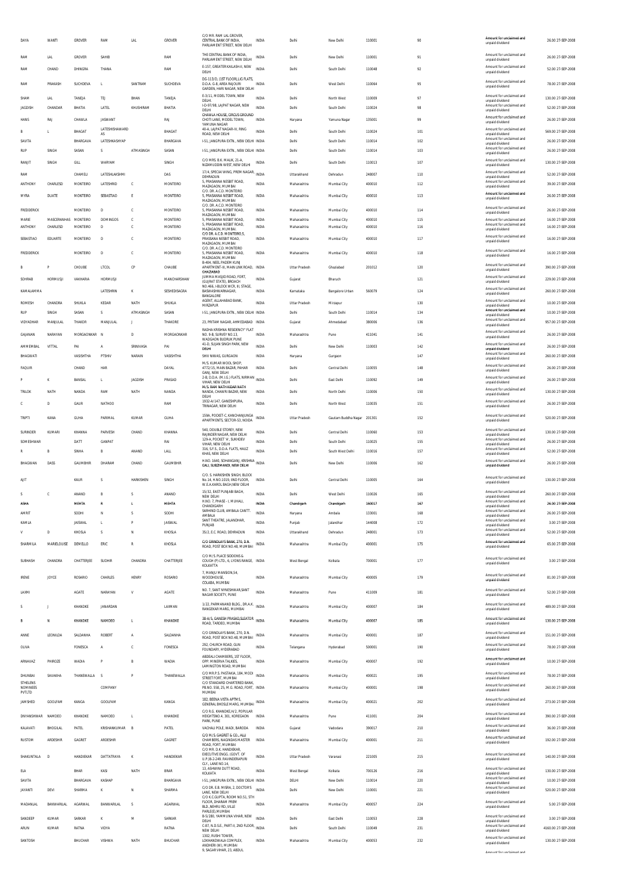| DAYA | WANTI | GROVER | RAM | LAL | GROVER | C/O MR. RAM LAL GROVER, CENTRAL BANK OF INDIA, PARLIAMENT STREET, NEW DELHI | INDIA | Delhi | New Delhi | 110001 | 90 | Amount for unclaimed and unpaid dividend | 26.00 27-SEP-2008 |
|---|---|---|---|---|---|---|---|---|---|---|---|---|---|
| RAM | LAL | GROVER | SAHIB | | RAM | THE CENTRAL BANK OF INDIA, PARLIAMENT STREET, NEW DELHI | INDIA | Delhi | New Delhi | 110001 | 91 | Amount for unclaimed and unpaid dividend | 26.00 27-SEP-2008 |
| RAM | CHAND | DHINGRA | THANA | | RAM | E-157, GREATER KAILASH-II, NEW DELHI | INDIA | Delhi | South Delhi | 110048 | 92 | Amount for unclaimed and unpaid dividend | 52.00 27-SEP-2008 |
| RAM | PRAKASH | SUCHDEVA | L | SANTRAM | SUCHDEVA | DG-113/D, (1ST FLOOR),LIG FLATS, D.D.A. G-8, AREA RAJOURI GARDEN, HARI NAGAR, NEW DELHI | INDIA | Delhi | West Delhi | 110064 | 95 | Amount for unclaimed and unpaid dividend | 78.00 27-SEP-2008 |
| SHAM | LAL | TANEJA | TEJ | BHAN | TANEJA | E-3/11, MODEL TOWN, NEW DELHI | INDIA | Delhi | North West | 110009 | 97 | Amount for unclaimed and unpaid dividend | 130.00 27-SEP-2008 |
| JAGDISH | CHANDAR | BHATIA | LATEL | KHUSHIRAM | BHATIA | I-D-97/98, LAJPAT NAGAR, NEW DELHI | INDIA | Delhi | South Delhi | 110024 | 98 | Amount for unclaimed and unpaid dividend | 52.00 27-SEP-2008 |
| HANS | RAJ | CHAWLA | JASWANT | | RAJ | CHAWLA HOUSE, CIRCUS GROUND CHOTI LANE, MODEL TOWN, YAMUNA NAGAR | INDIA | Haryana | Yamuna Nagar | 135001 | 99 | Amount for unclaimed and unpaid dividend | 26.00 27-SEP-2008 |
| B | L | BHAGAT | LATESHISHAWARD AS | | BHAGAT | 40-A, LAJPAT NAGAR-IV, RING ROAD, NEW DELHI | INDIA | Delhi | South Delhi | 110024 | 101 | Amount for unclaimed and unpaid dividend | 569.00 27-SEP-2008 |
| SAVITA | | BHARGAVA | LATESHKASHYAP | | BHARGAVA | I-51, JANGPURA EXTN., NEW DELHI | INDIA | Delhi | South Delhi | 110014 | 102 | Amount for unclaimed and unpaid dividend | 26.00 27-SEP-2008 |
| RUP | SINGH | SASAN | S | ATMASINGH | SASAN | I-51, JANGPURA EXTN., NEW DELHI | INDIA | Delhi | South Delhi | 110014 | 103 | Amount for unclaimed and unpaid dividend | 26.00 27-SEP-2008 |
| RANJIT | SINGH | GILL | WARYAM | | SINGH | C/O MRS. B.K. MALIK, 21-A, NIZAMUDDIN WEST, NEW DELHI | INDIA | Delhi | South Delhi | 110013 | 107 | Amount for unclaimed and unpaid dividend | 130.00 27-SEP-2008 |
| RAM | | CHAMELI | LATESHLAKSHMI | | DAS | 17/4, SPECIAL WING, PREM NAGAR, DEHRADUN | INDIA | Uttarakhand | Dehradun | 248007 | 110 | Amount for unclaimed and unpaid dividend | 52.00 27-SEP-2008 |
| ANTHONY | CHARLESD | MONTEIRO | LATESHRID | C | MONTEIRO | 5, PRASANNA NESBIT ROAD, MAZAGAON, MUMBAI | INDIA | Maharashtra | Mumbai City | 400010 | 112 | Amount for unclaimed and unpaid dividend | 39.00 27-SEP-2008 |
| MYRA | DUATE | MONTEIRO | SEBASTIAO | E | MONTEIRO | C/O. DR. A.C.D. MONTEIRO 5, PRASANNA NESBIT ROAD, MAZAGAON, MUMBAI | INDIA | Maharashtra | Mumbai City | 400010 | 113 | Amount for unclaimed and unpaid dividend | 26.00 27-SEP-2008 |
| FREDDERICK | | MONTEIRO | D | C | MONTEIRO | C/O. DR. A.C.D. MONTEIRO 5, PRASANNA NESBIT ROAD, MAZAGAON, MUMBAI | INDIA | Maharashtra | Mumbai City | 400010 | 114 | Amount for unclaimed and unpaid dividend | 26.00 27-SEP-2008 |
| MARIE | MASCERANHAS | MONTEIRO | DOMINGOS | C | MONTEIRO | 5, PRASANNA NESBIT ROAD, | INDIA | Maharashtra | Mumbai City | 400010 | 115 | Amount for unclaimed and unpaid dividend | 16.00 27-SEP-2008 |
| ANTHONY | CHARLESD | MONTEIRO | D | C | MONTEIRO | 5, PRASANNA NESBIT ROAD, MAZAGAON, MUMBAI. | INDIA | Maharashtra | Mumbai City | 400010 | 116 | Amount for unclaimed and unpaid dividend | 16.00 27-SEP-2008 |
| SEBASTIAO | EDUARTE | MONTEIRO | D | C | MONTEIRO | C/O DR. A.C.D. MONTEIRO,5, PRASSANA NESBIT ROAD, MAZAGAON, MUMBAI | INDIA | Maharashtra | Mumbai City | 400010 | 117 | Amount for unclaimed and unpaid dividend | 16.00 27-SEP-2008 |
| FREDDERICK | | MONTEIRO | D | C | MONTEIRO | C/O. DR. A.C.D. MONTEIRO 5, PRASANNA NESBIT ROAD, MAZAGAON, MUMBAI | INDIA | Maharashtra | Mumbai City | 400010 | 118 | Amount for unclaimed and unpaid dividend | 16.00 27-SEP-2008 |
| B | P | CHOUBE | LTCOL | CP | CHAUBE | B-404, NEEL PADEM KUNJ APARTMENT-III, MAIN LINK ROAD, GHAZIABAD | INDIA | Uttar Pradesh | Ghaziabad | 201012 | 120 | Amount for unclaimed and unpaid dividend | 390.00 27-SEP-2008 |
| SOHRAB | HORMUSJI | VAKHARIA | HORMUSJI | | MANCHARSHAW | JUMMA MASJID ROAD, FORT, (GUJRAT STATE), BROACH | INDIA | Gujarat | Bharuch | | 121 | Amount for unclaimed and unpaid dividend | 229.00 27-SEP-2008 |
| KAMALAMMA | | | LATESHRIN | K | SESHEDISAGRA | NO.466, I-BLOCK WCR, III, STAGE, BASWASHWARNAGAR, BANGALORE | INDIA | Karnataka | Bangalore Urban | 560079 | 124 | Amount for unclaimed and unpaid dividend | 260.00 27-SEP-2008 |
| ROMESH | CHANDRA | SHUKLA | KEDAR | NATH | SHUKLA | AGENT, ALLAHABAD BANK, MIRZAPUR | INDIA | Uttar Pradesh | Mirzapur | | 130 | Amount for unclaimed and unpaid dividend | 10.00 27-SEP-2008 |
| RUP | SINGH | SASAN | S | ATMASINGH | SASAN | I-51, JANGPURA EXTN., NEW DELHI | INDIA | Delhi | South Delhi | 110014 | 134 | Amount for unclaimed and unpaid dividend | 10.00 27-SEP-2008 |
| VIDYADHAR | MANJULAL | THAKOR | MANJULAL | J | THAKORE | 23, PRITAM NAGAR, AHMEDABAD | INDIA | Gujarat | Ahmedabad | 380006 | 136 | Amount for unclaimed and unpaid dividend | 957.00 27-SEP-2008 |
| GAJANAN | NARAYAN | MORGAONKAR | N | D | MORGAONKAR | RADHA KRISHNA RESIDENCY" FLAT NO. 8-B, SURVEY NO.13, WADGAON BUDRUK PUNE | INDIA | Maharashtra | Pune | 411041 | 141 | Amount for unclaimed and unpaid dividend | 26.00 27-SEP-2008 |
| AMMEMBAL | VITTAL | PAI | A | SRINIVASA | PAI | 41-D, SUJAN SINGH PARK, NEW DELHI | INDIA | Delhi | New Delhi | 110003 | 142 | Amount for unclaimed and unpaid dividend | 26.00 27-SEP-2008 |
| BHAGWATI | | VASISHTHA | PTSHIV | NARAIN | VASISHTHA | SHIV NIWAS, GURGAON | INDIA | Haryana | Gurgaon | | 147 | Amount for unclaimed and unpaid dividend | 260.00 27-SEP-2008 |
| FAQUIR | | CHAND | HAR | | DAYAL | M/S. KUMAR WOOL SHOP, 4772/15, MAIN BAZAR, PAHAR GANJ, NEW DELHI | INDIA | Delhi | Central Delhi | 110055 | 148 | Amount for unclaimed and unpaid dividend | 26.00 27-SEP-2008 |
| P | K | BANSAL | L | JAGDISH | PRASAD | 2-B, D.D.A. (M.I.G.) FLATS, NIRMAN VIHAR, NEW DELHI | INDIA | Delhi | East Delhi | 110092 | 149 | Amount for unclaimed and unpaid dividend | 26.00 27-SEP-2008 |
| TRILOK | NATH | NANDA | RAM | NATH | NANDA | M/S. RAM NATH KIDAR NATH NANDA, CHAWRI BAZAR, NEW DELHI | INDIA | Delhi | North Delhi | 110006 | 150 | Amount for unclaimed and unpaid dividend | 130.00 27-SEP-2008 |
| C | D | GAUR | NATHOO | | RAM | 1932-A/147, GANESHPURA, TRINAGAR, NEW DELHI | INDIA | Delhi | North West | 110035 | 151 | Amount for unclaimed and unpaid dividend | 26.00 27-SEP-2008 |
| TRIPTI | KANA | GUHA | PARIMAL | KUMAR | GUHA | 159A, POCKET-C, KANCHANJUNGA APARTMENTS, SECTOR-53, NOIDA | INDIA | Uttar Pradesh | Gautam Buddha Nagar | 201301 | 152 | Amount for unclaimed and unpaid dividend | 520.00 27-SEP-2008 |
| SURINDER | KUMARI | KHANNA | PARVESH | CHAND | KHANNA | 540, DOUBLE STOREY, NEW RAJINDER NAGAR, NEW DELHI | INDIA | Delhi | Central Delhi | 110060 | 153 | Amount for unclaimed and unpaid dividend | 130.00 27-SEP-2008 |
| SOMESHWAR | | DATT | GANPAT | | RAI | 129-A, POCKET 'A', SUKHDEV VIHAR, NEW DELHI | INDIA | Delhi | South Delhi | 110025 | 155 | Amount for unclaimed and unpaid dividend | 26.00 27-SEP-2008 |
| R | B | SINHA | B | ANAND | LALL | 316, S.F.S., D.D.A. FLATS, HAUZ KHAS, NEW DELHI | INDIA | Delhi | South West Delhi | 110016 | 157 | Amount for unclaimed and unpaid dividend | 52.00 27-SEP-2008 |
| BHAGWAN | DASS | GAUMBHIR | DHARAM | CHAND | GAUMBHIR | H.NO. 1640, SOHANGANJ, KRISHNA GALI, SUBZIMANDI, NEW DELHI | INDIA | Delhi | New Delhi | 110006 | 162 | Amount for unclaimed and unpaid dividend | 26.00 27-SEP-2008 |
| AJIT | | KAUR | S | HARKISHEN | SINGH | C/O. S. HARKISHEN SINGH, BLOCK No.14, H.NO.1019, IIND FLOOR, W.E.A.KAROL BAGH,NEW DELHI | INDIA | Delhi | Central Delhi | 110005 | 164 | Amount for unclaimed and unpaid dividend | 130.00 27-SEP-2008 |
| S | C | ANAND | B | S | ANAND | 15/32, EAST PUNJABI BAGH, NEW DELHI | INDIA | Delhi | West Delhi | 110026 | 165 | Amount for unclaimed and unpaid dividend | 260.00 27-SEP-2008 |
| ASHA | | MEHTA | R | L | MEHTA | H.NO. 7, PHASE - I, MUHALI, CHANDIGARH | INDIA | Chandigarh | Chandigarh | 160017 | 167 | Amount for unclaimed and unpaid dividend | 26.00 27-SEP-2008 |
| AMRIT | | SODHI | N | S | SODHI | SARHIND CLUB, AMBALA CANTT. AMBALA | INDIA | Haryana | Ambala | 133001 | 168 | Amount for unclaimed and unpaid dividend | 26.00 27-SEP-2008 |
| KAMLA | | JAISWAL | L | P | JAISWAL | SANT THEATRE, JALANDHAR, PUNJAB | INDIA | Punjab | Jalandhar | 144008 | 172 | Amount for unclaimed and unpaid dividend | 3.00 27-SEP-2008 |
| V | D | KHOSLA | S | N | KHOSLA | 35/2, E.C. ROAD, DEHRADUN | INDIA | Uttarakhand | Dehradun | 248001 | 173 | Amount for unclaimed and unpaid dividend | 52.00 27-SEP-2008 |
| SHARMILA | MARIELOUISE | DEMELLO | ERIC | R | KHOSLA | C/O GRINDLAYS BANK, 270, D.N. ROAD, POST BOX NO.48, MUMBAI | INDIA | Maharashtra | Mumbai City | 400001 | 175 | Amount for unclaimed and unpaid dividend | 65.00 27-SEP-2008 |
| SUBHASH | CHANDRA | CHATTERJEE | SUDHIR | CHANDRA | CHATTERJEE | C/O M/S. PLACE SIDDONS & COUGH (P) LTD., 6, LYONS RANGE, KOLKATTA | INDIA | West Bengal | Kolkata | 700001 | 177 | Amount for unclaimed and unpaid dividend | 3.00 27-SEP-2008 |
| IRENE | JOYCE | ROSARIO | CHARLES | HENRY | ROSARIO | 7, MANJU MANSION,54, WOODHOUSE, COLABA, MUMBAI | INDIA | Maharashtra | Mumbai City | 400005 | 179 | Amount for unclaimed and unpaid dividend | 81.00 27-SEP-2008 |
| LAXMI | | AGATE | NARAYAN | V | AGATE | NO. 7, SANT MYNESHWAR,SANT NAGAR SOCIETY, PUNE | INDIA | Maharashtra | Pune | 411009 | 181 | Amount for unclaimed and unpaid dividend | 52.00 27-SEP-2008 |
| S | J | KHANDKE | JANARDAN | | LAXMAN | 1/22, PARMANAND BLDG., DR.A.K. RANGEKAR MARG, MUMBAI | INDIA | Maharashtra | Mumbai City | 400007 | 184 | Amount for unclaimed and unpaid dividend | 489.00 27-SEP-2008 |
| B | N | KHANDKE | NAMDEO | L | KHANDKE | 38-A/5, GANESH PRASAD,SLEATOR ROAD, TARDEO, MUMBAI | INDIA | Maharashtra | Mumbai City | 400007 | 185 | Amount for unclaimed and unpaid dividend | 130.00 27-SEP-2008 |
| ANNE | LEONILDA | SALDANHA | ROBERT | A | SALDANHA | C/O GRINDLAYS BANK, 270, D.N. ROAD, POST BOX NO.48, MUMBAI | INDIA | Maharashtra | Mumbai City | 400001 | 187 | Amount for unclaimed and unpaid dividend | 151.00 27-SEP-2008 |
| OLIVA | | FONESCA | A | C | FONESCA | 292, CHURCH ROAD, GUN FOUNDARY, HYDERABAD | INDIA | Telangana | Hyderabad | 500001 | 190 | Amount for unclaimed and unpaid dividend | 78.00 27-SEP-2008 |
| ARNAVAZ | PHIROZE | WADIA | P | B | WADIA | ABDEALI CHAMBERS, 1ST FLOOR, OPP. MINERVA TALKIES, LAMINGTON ROAD, MUMBAI | INDIA | Maharashtra | Mumbai City | 400007 | 192 | Amount for unclaimed and unpaid dividend | 10.00 27-SEP-2008 |
| DHUNBAI | SAVAKHA | THANEWALLA | S | P | THANEWALLA | C/O MR.P.S. PASTAKIA, 184, MODI STREET FORT, MUMBAI | INDIA | Maharashtra | Mumbai City | 400021 | 195 | Amount for unclaimed and unpaid dividend | 78.00 27-SEP-2008 |
| STHELENS NOMINEES PVTLTD | | | COMPANY | | | C/O STANDARD CHARTERED BANK, PB.NO. 558, 25, M.G. ROAD, FORT, MUMBAI | INDIA | Maharashtra | Mumbai City | 400001 | 198 | Amount for unclaimed and unpaid dividend | 260.00 27-SEP-2008 |
| JAMSHED | GOOLFAM | KANGA | GOOLFAM | | KANGA | 182, BEENA VISTA APTMTS, GENERAL BHOSLE MARG, MUMBAI | INDIA | Maharashtra | Mumbai City | 400021 | 202 | Amount for unclaimed and unpaid dividend | 273.00 27-SEP-2008 |
| DNYANSHWAR | NAMDEO | KHANDKE | NAMDEO | L | KHANDKE | C/O R.G. KHANDKE,H/2, POPULAR HEIGHTSNO.4, 301, KOREGAON PARK, PUNE | INDIA | Maharashtra | Pune | 411001 | 204 | Amount for unclaimed and unpaid dividend | 390.00 27-SEP-2008 |
| KALAVATI | BHOGILAL | PATEL | KRISHANKUMAR | B | PATEL | VACHALI POLE, WADI, BARODA | INDIA | Gujarat | Vadodara | 390017 | 210 | Amount for unclaimed and unpaid dividend | 36.00 27-SEP-2008 |
| RUSTOM | ARDESHIR | GAGRET | ARDESHIR | | GAGRET | C/O M/S. GAGRET & CO., ALLI CHAMBERS, NAGINDAS MASTER ROAD, FORT, MUMBAI | INDIA | Maharashtra | Mumbai City | 400001 | 211 | Amount for unclaimed and unpaid dividend | 192.00 27-SEP-2008 |
| SHAKUNTALA | D | HANDIEKAR | DATTATRAYA | K | HANDIEKAR | C/O MR. D.K. HANDIEKAR, EXECUTIVE ENGG. (GOVT. OF U.P.)B-2-249, RAVINDERAPURI CLY., LANE NO.14, | INDIA | Uttar Pradesh | Varanasi | 221005 | 215 | Amount for unclaimed and unpaid dividend | 140.00 27-SEP-2008 |
| ELA | | BHAR | KASI | NATH | BRAR | 13, ASHWINI DUTT ROAD, KOLKATA | INDIA | West Bengal | Kolkata | 700126 | 216 | Amount for unclaimed and unpaid dividend | 130.00 27-SEP-2008 |
| SAVITA | | BHARGAVA | KASHAP | | BHARGAVA | I-51, JANGPURA EXTN., NEW DELHI | INDIA | DELHI | New Delhi | 110014 | 220 | Amount for unclaimed and unpaid dividend | 10.00 27-SEP-2008 |
| JAYANTI | DEVI | SHARMA | K | N | SHARMA | C/O DR. E.B. MISRA, 2, DOCTOR'S LANE, NEW DELHI | INDIA | Delhi | New Delhi | 110001 | 221 | Amount for unclaimed and unpaid dividend | 520.00 27-SEP-2008 |
| MADANLAL | BANWARILAL | AGARWAL | BANWARILAL | S | AGARWAL | C/O K.C.GUPTA, ROOM NO.51, 5TH FLOOR, DHARAM PREM BLD.,NEHRU RD.,VILLE PARLE(E),MUMBAI | INDIA | Maharashtra | Mumbai City | 400057 | 224 | Amount for unclaimed and unpaid dividend | 5.00 27-SEP-2008 |
| SANDEEP | KUMAR | SARKAR | K | M | SARKAR | B-5/280, YAMMUNA VIHAR, NEW DELHI | INDIA | Delhi | East Delhi | 110053 | 228 | Amount for unclaimed and unpaid dividend | 3.00 27-SEP-2008 |
| ARUN | KUMAR | RATNA | VIDYA | | RATNA | C-87, N.D.S.E., PART-II, 2ND FLOOR, NEW DELHI | INDIA | Delhi | South Delhi | 110049 | 231 | Amount for unclaimed and unpaid dividend | 4160.00 27-SEP-2008 |
| SANTOSH | | BHUCHAR | VISHWA | NATH | BHUCHAR | 1302, RUSHI TOWER, LOKHANDWALA COMPLEX, ANDHERI (W), MUMBAI | INDIA | Maharashtra | Mumbai City | 400053 | 232 | Amount for unclaimed and unpaid dividend | 130.00 27-SEP-2008 |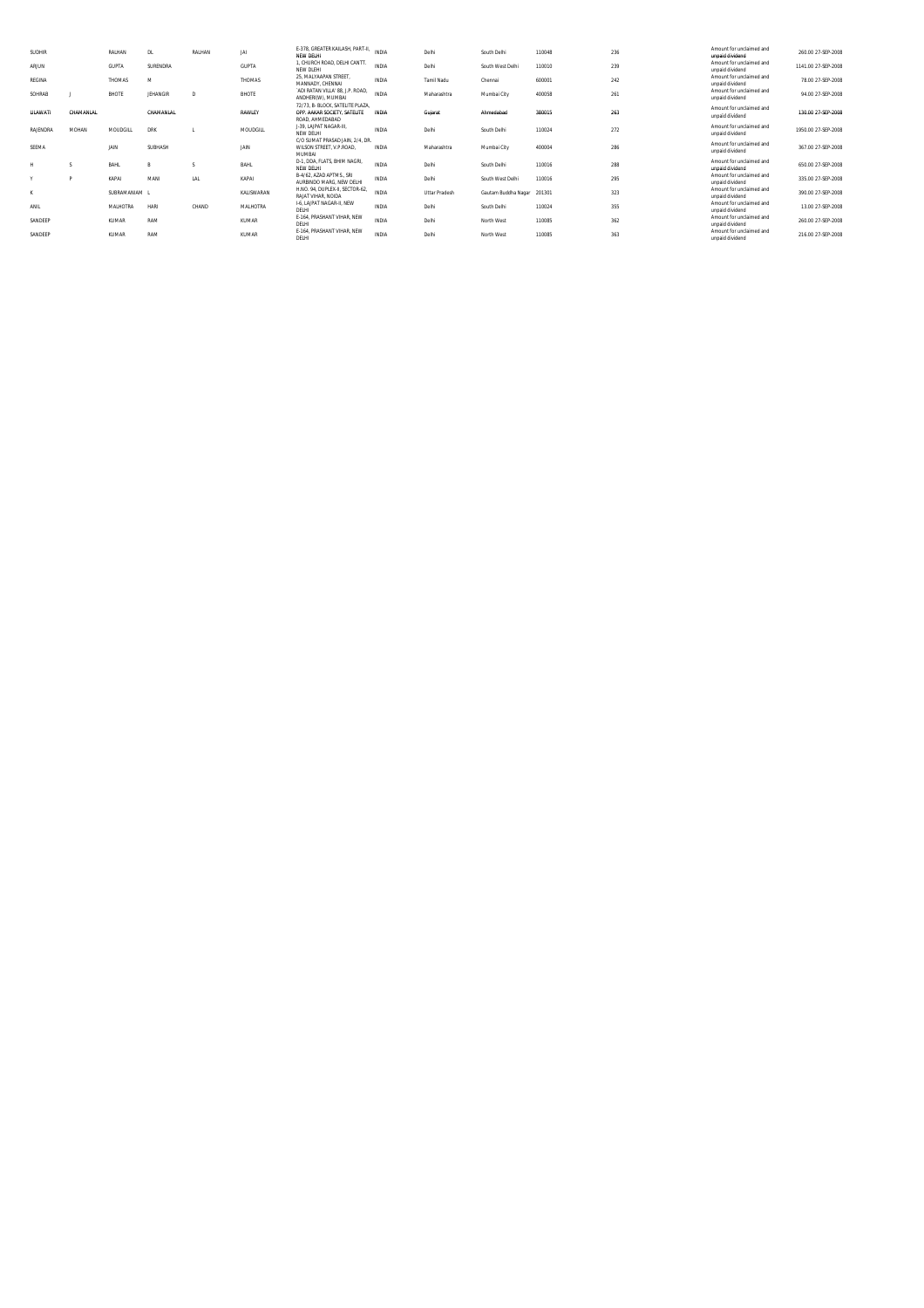| | | | | | | | | | | | | | | | | |
|---|---|---|---|---|---|---|---|---|---|---|---|---|---|---|---|---|
| SUDHIR | | RALHAN | DL | RALHAN | JAI | E-378, GREATER KAILASH, PART-II, NEW DELHI | INDIA | Delhi | South Delhi | 110048 | 236 | | Amount for unclaimed and unpaid dividend | 260.00 | 27-SEP-2008 |
| ARJUN | | GUPTA | SURENDRA | | GUPTA | 1, CHURCH ROAD, DELHI CANTT. NEW DLEHI | INDIA | Delhi | South West Delhi | 110010 | 239 | | Amount for unclaimed and unpaid dividend | 1141.00 | 27-SEP-2008 |
| REGINA | | THOMAS | M | | THOMAS | 25, MALYAAPAN STREET, MANNADY, CHENNAI | INDIA | Tamil Nadu | Chennai | 600001 | 242 | | Amount for unclaimed and unpaid dividend | 78.00 | 27-SEP-2008 |
| SOHRAB | J | BHOTE | JEHANGIR | D | BHOTE | 'ADI RATAN VILLA' 88, J.P. ROAD, ANDHERI(W), MUMBAI | INDIA | Maharashtra | Mumbai City | 400058 | 261 | | Amount for unclaimed and unpaid dividend | 94.00 | 27-SEP-2008 |
| LILAWATI | CHAMANLAL | | CHAMANLAL | | RAWLEY | 72/73, B-BLOCK, SATELITE PLAZA, OPP. AAKAR SOCIETY, SATELITE ROAD, AHMEDABAD | INDIA | Gujarat | Ahmedabad | 380015 | 263 | | Amount for unclaimed and unpaid dividend | 130.00 | 27-SEP-2008 |
| RAJENDRA | MOHAN | MOUDGILL | DRK | L | MOUDGILL | J-39, LAJPAT NAGAR-III, NEW DELHI | INDIA | Delhi | South Delhi | 110024 | 272 | | Amount for unclaimed and unpaid dividend | 1950.00 | 27-SEP-2008 |
| SEEMA | | JAIN | SUBHASH | | JAIN | C/O SUMAT PRASAD JAIN, 2/4, DR. WILSON STREET, V.P.ROAD, MUMBAI | INDIA | Maharashtra | Mumbai City | 400004 | 286 | | Amount for unclaimed and unpaid dividend | 367.00 | 27-SEP-2008 |
| H | S | BAHL | B | S | BAHL | D-1, DDA, FLATS, BHIM NAGRI, NEW DELHI | INDIA | Delhi | South Delhi | 110016 | 288 | | Amount for unclaimed and unpaid dividend | 650.00 | 27-SEP-2008 |
| Y | P | KAPAI | MANI | LAL | KAPAI | B-4/62, AZAD APTM S., SRI AURBINDO MARG, NEW DELHI | INDIA | Delhi | South West Delhi | 110016 | 295 | | Amount for unclaimed and unpaid dividend | 335.00 | 27-SEP-2008 |
| K | | SUBRAMANIAM | L | | KALISWARAN | H.NO. 94, DUPLEX-II, SECTOR-62, RAJAT VIHAR, NOIDA | INDIA | Uttar Pradesh | Gautam Buddha Nagar | 201301 | 323 | | Amount for unclaimed and unpaid dividend | 390.00 | 27-SEP-2008 |
| ANIL | | MALHOTRA | HARI | CHAND | MALHOTRA | I-6, LAJPAT NAGAR-II, NEW DELHI | INDIA | Delhi | South Delhi | 110024 | 355 | | Amount for unclaimed and unpaid dividend | 13.00 | 27-SEP-2008 |
| SANDEEP | | KUMAR | RAM | | KUMAR | E-164, PRASHANT VIHAR, NEW DELHI | INDIA | Delhi | North West | 110085 | 362 | | Amount for unclaimed and unpaid dividend | 260.00 | 27-SEP-2008 |
| SANDEEP | | KUMAR | RAM | | KUMAR | E-164, PRASHANT VIHAR, NEW DELHI | INDIA | Delhi | North West | 110085 | 363 | | Amount for unclaimed and unpaid dividend | 216.00 | 27-SEP-2008 |